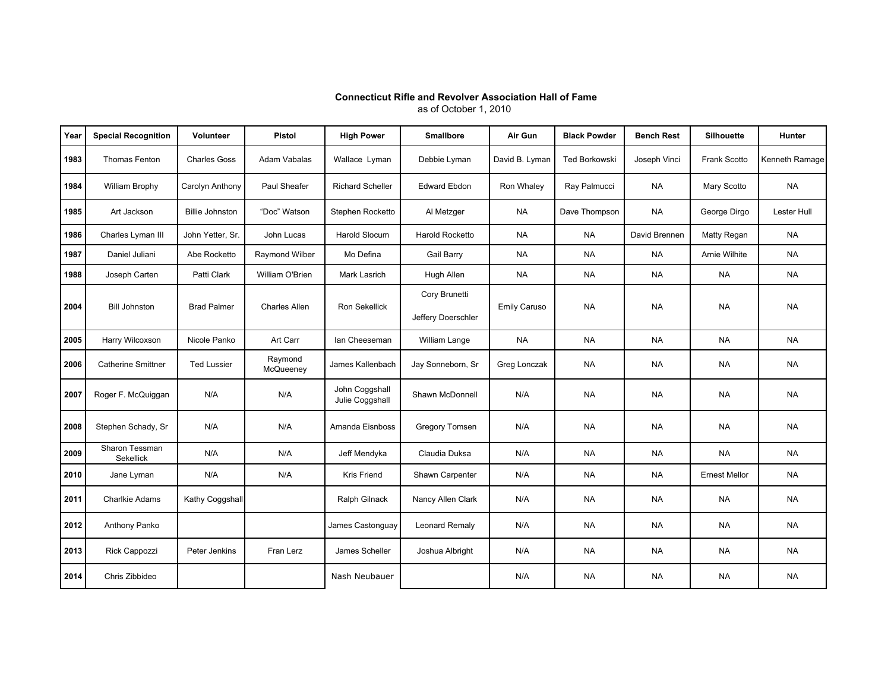**Connecticut Rifle and Revolver Association Hall of Fame**
as of October 1, 2010

| Year | Special Recognition | Volunteer | Pistol | High Power | Smallbore | Air Gun | Black Powder | Bench Rest | Silhouette | Hunter |
|---|---|---|---|---|---|---|---|---|---|---|
| 1983 | Thomas Fenton | Charles Goss | Adam Vabalas | Wallace Lyman | Debbie Lyman | David B. Lyman | Ted Borkowski | Joseph Vinci | Frank Scotto | Kenneth Ramage |
| 1984 | William Brophy | Carolyn Anthony | Paul Sheafer | Richard Scheller | Edward Ebdon | Ron Whaley | Ray Palmucci | NA | Mary Scotto | NA |
| 1985 | Art Jackson | Billie Johnston | "Doc" Watson | Stephen Rocketto | Al Metzger | NA | Dave Thompson | NA | George Dirgo | Lester Hull |
| 1986 | Charles Lyman III | John Yetter, Sr. | John Lucas | Harold Slocum | Harold Rocketto | NA | NA | David Brennen | Matty Regan | NA |
| 1987 | Daniel Juliani | Abe Rocketto | Raymond Wilber | Mo Defina | Gail Barry | NA | NA | NA | Arnie Wilhite | NA |
| 1988 | Joseph Carten | Patti Clark | William O'Brien | Mark Lasrich | Hugh Allen | NA | NA | NA | NA | NA |
| 2004 | Bill Johnston | Brad Palmer | Charles Allen | Ron Sekellick | Cory Brunetti<br>Jeffery Doerschler | Emily Caruso | NA | NA | NA | NA |
| 2005 | Harry Wilcoxson | Nicole Panko | Art Carr | Ian Cheeseman | William Lange | NA | NA | NA | NA | NA |
| 2006 | Catherine Smittner | Ted Lussier | Raymond McQueeney | James Kallenbach | Jay Sonneborn, Sr | Greg Lonczak | NA | NA | NA | NA |
| 2007 | Roger F. McQuiggan | N/A | N/A | John Coggshall<br>Julie Coggshall | Shawn McDonnell | N/A | NA | NA | NA | NA |
| 2008 | Stephen Schady, Sr | N/A | N/A | Amanda Eisnboss | Gregory Tomsen | N/A | NA | NA | NA | NA |
| 2009 | Sharon Tessman Sekellick | N/A | N/A | Jeff Mendyka | Claudia Duksa | N/A | NA | NA | NA | NA |
| 2010 | Jane Lyman | N/A | N/A | Kris Friend | Shawn Carpenter | N/A | NA | NA | Ernest Mellor | NA |
| 2011 | Charlkie Adams | Kathy Coggshall | | Ralph Gilnack | Nancy Allen Clark | N/A | NA | NA | NA | NA |
| 2012 | Anthony Panko | | | James Castonguay | Leonard Remaly | N/A | NA | NA | NA | NA |
| 2013 | Rick Cappozzi | Peter Jenkins | Fran Lerz | James Scheller | Joshua Albright | N/A | NA | NA | NA | NA |
| 2014 | Chris Zibbideo | | | Nash Neubauer | | N/A | NA | NA | NA | NA |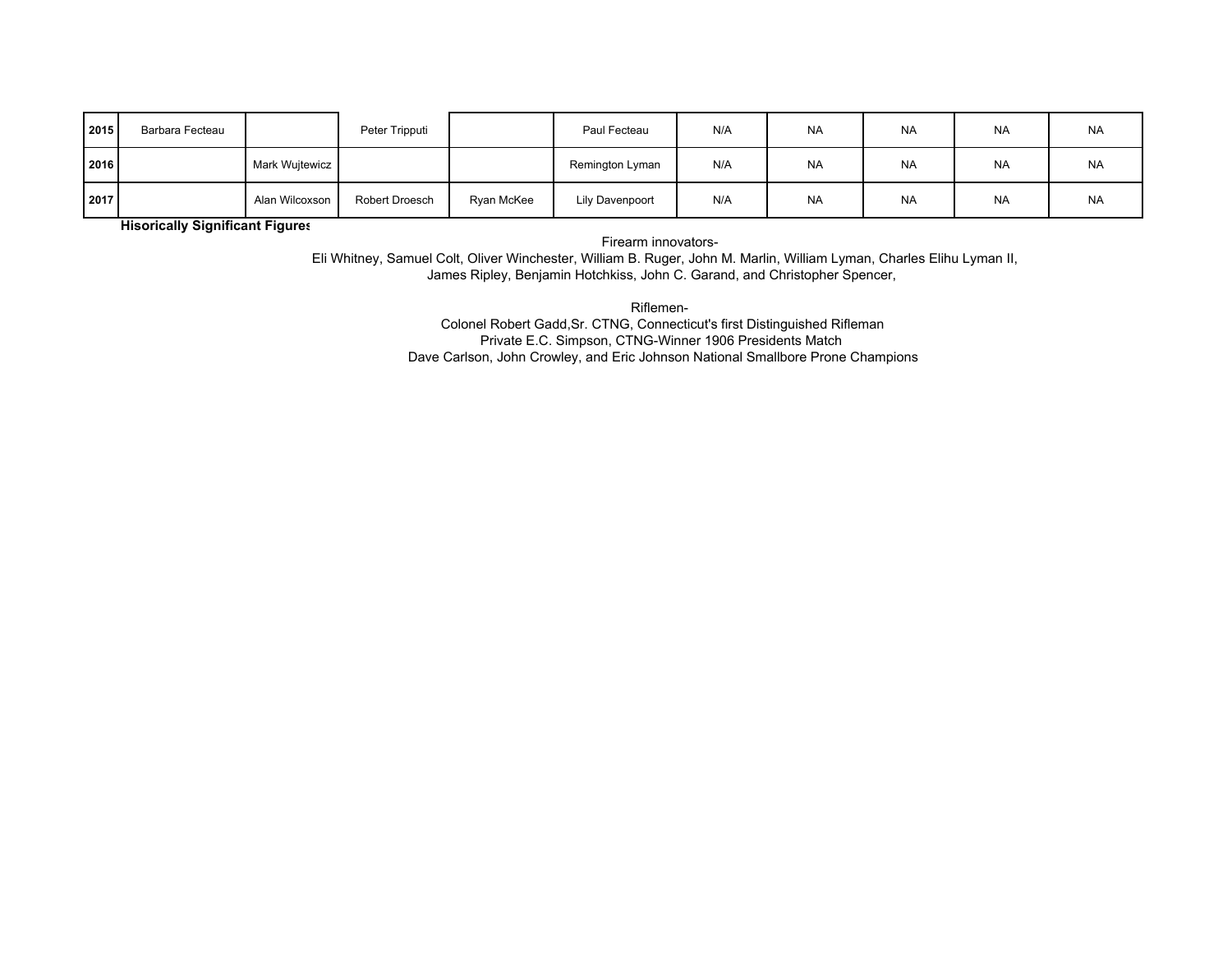| | | | | | | | | | | |
|---|---|---|---|---|---|---|---|---|---|---|
| **2015** | Barbara Fecteau | | Peter Tripputi | | Paul Fecteau | N/A | NA | NA | NA | NA |
| **2016** | | Mark Wujtewicz | | | Remington Lyman | N/A | NA | NA | NA | NA |
| **2017** | | Alan Wilcoxson | Robert Droesch | Ryan McKee | Lily Davenpoort | N/A | NA | NA | NA | NA |

**Hisorically Significant Figures**

Firearm innovators-

Eli Whitney, Samuel Colt, Oliver Winchester, William B. Ruger, John M. Marlin, William Lyman, Charles Elihu Lyman II, James Ripley, Benjamin Hotchkiss, John C. Garand, and Christopher Spencer,

Riflemen-

Colonel Robert Gadd,Sr. CTNG, Connecticut's first Distinguished Rifleman

Private E.C. Simpson, CTNG-Winner 1906 Presidents Match

Dave Carlson, John Crowley, and Eric Johnson National Smallbore Prone Champions